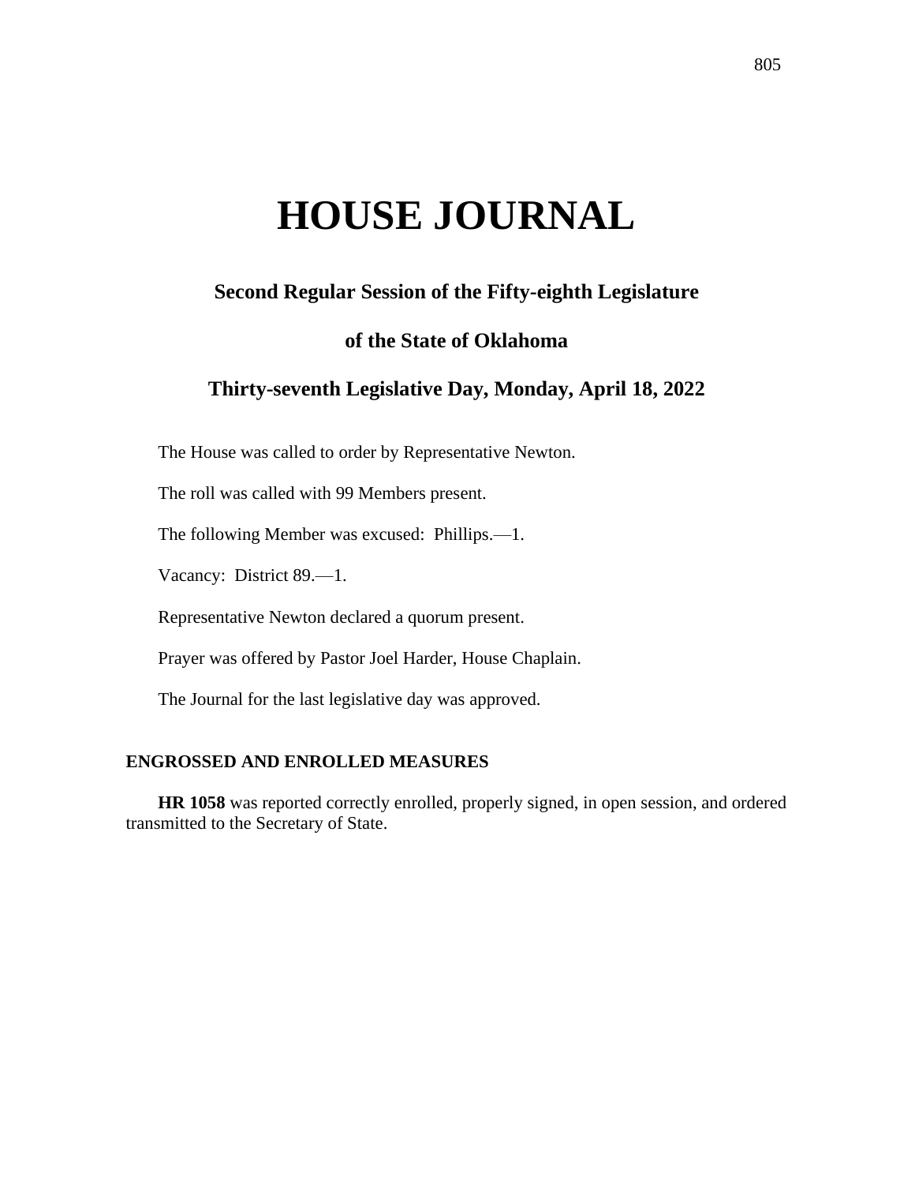# HOUSE JOURNAL

## Second Regular Session of the Fifty-eighth Legislature

## of the State of Oklahoma

## Thirty-seventh Legislative Day, Monday, April 18, 2022

The House was called to order by Representative Newton.

The roll was called with 99 Members present.

The following Member was excused: Phillips.—1.

Vacancy: District 89.—1.

Representative Newton declared a quorum present.

Prayer was offered by Pastor Joel Harder, House Chaplain.

The Journal for the last legislative day was approved.

### ENGROSSED AND ENROLLED MEASURES

**HR 1058** was reported correctly enrolled, properly signed, in open session, and ordered transmitted to the Secretary of State.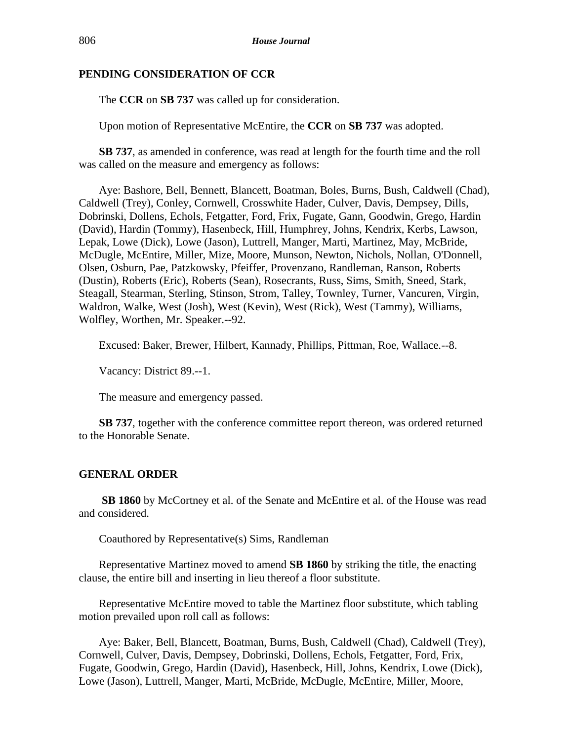## PENDING CONSIDERATION OF CCR

The **CCR** on **SB 737** was called up for consideration.

Upon motion of Representative McEntire, the **CCR** on **SB 737** was adopted.

**SB 737**, as amended in conference, was read at length for the fourth time and the roll was called on the measure and emergency as follows:

Aye: Bashore, Bell, Bennett, Blancett, Boatman, Boles, Burns, Bush, Caldwell (Chad), Caldwell (Trey), Conley, Cornwell, Crosswhite Hader, Culver, Davis, Dempsey, Dills, Dobrinski, Dollens, Echols, Fetgatter, Ford, Frix, Fugate, Gann, Goodwin, Grego, Hardin (David), Hardin (Tommy), Hasenbeck, Hill, Humphrey, Johns, Kendrix, Kerbs, Lawson, Lepak, Lowe (Dick), Lowe (Jason), Luttrell, Manger, Marti, Martinez, May, McBride, McDugle, McEntire, Miller, Mize, Moore, Munson, Newton, Nichols, Nollan, O'Donnell, Olsen, Osburn, Pae, Patzkowsky, Pfeiffer, Provenzano, Randleman, Ranson, Roberts (Dustin), Roberts (Eric), Roberts (Sean), Rosecrants, Russ, Sims, Smith, Sneed, Stark, Steagall, Stearman, Sterling, Stinson, Strom, Talley, Townley, Turner, Vancuren, Virgin, Waldron, Walke, West (Josh), West (Kevin), West (Rick), West (Tammy), Williams, Wolfley, Worthen, Mr. Speaker.--92.

Excused: Baker, Brewer, Hilbert, Kannady, Phillips, Pittman, Roe, Wallace.--8.

Vacancy: District 89.--1.

The measure and emergency passed.

**SB 737**, together with the conference committee report thereon, was ordered returned to the Honorable Senate.

## GENERAL ORDER

**SB 1860** by McCortney et al. of the Senate and McEntire et al. of the House was read and considered.

Coauthored by Representative(s) Sims, Randleman

Representative Martinez moved to amend **SB 1860** by striking the title, the enacting clause, the entire bill and inserting in lieu thereof a floor substitute.

Representative McEntire moved to table the Martinez floor substitute, which tabling motion prevailed upon roll call as follows:

Aye: Baker, Bell, Blancett, Boatman, Burns, Bush, Caldwell (Chad), Caldwell (Trey), Cornwell, Culver, Davis, Dempsey, Dobrinski, Dollens, Echols, Fetgatter, Ford, Frix, Fugate, Goodwin, Grego, Hardin (David), Hasenbeck, Hill, Johns, Kendrix, Lowe (Dick), Lowe (Jason), Luttrell, Manger, Marti, McBride, McDugle, McEntire, Miller, Moore,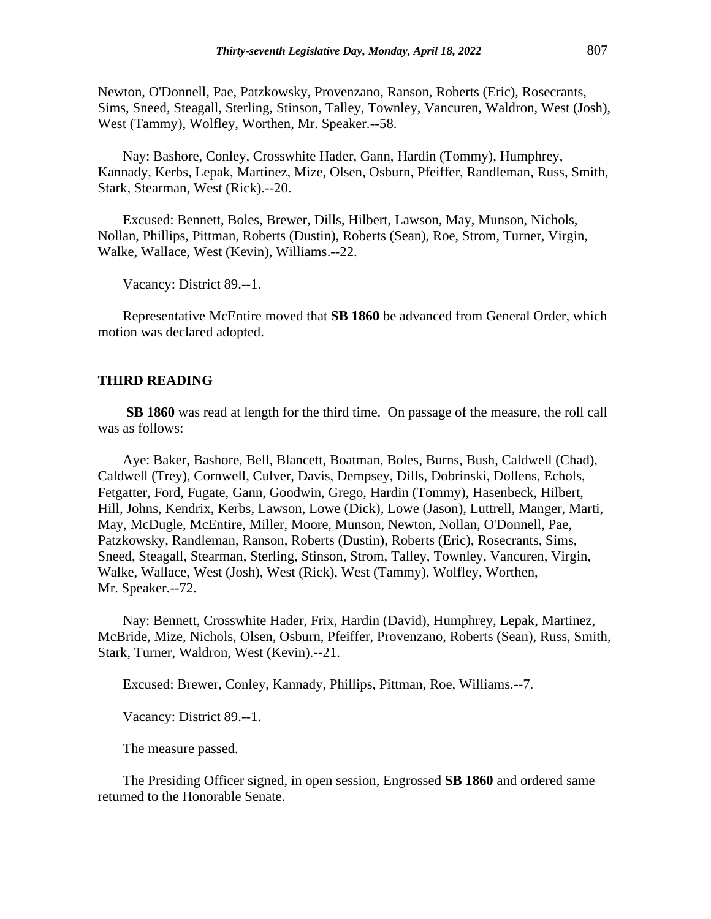Newton, O'Donnell, Pae, Patzkowsky, Provenzano, Ranson, Roberts (Eric), Rosecrants, Sims, Sneed, Steagall, Sterling, Stinson, Talley, Townley, Vancuren, Waldron, West (Josh), West (Tammy), Wolfley, Worthen, Mr. Speaker.--58.

Nay: Bashore, Conley, Crosswhite Hader, Gann, Hardin (Tommy), Humphrey, Kannady, Kerbs, Lepak, Martinez, Mize, Olsen, Osburn, Pfeiffer, Randleman, Russ, Smith, Stark, Stearman, West (Rick).--20.

Excused: Bennett, Boles, Brewer, Dills, Hilbert, Lawson, May, Munson, Nichols, Nollan, Phillips, Pittman, Roberts (Dustin), Roberts (Sean), Roe, Strom, Turner, Virgin, Walke, Wallace, West (Kevin), Williams.--22.

Vacancy: District 89.--1.

Representative McEntire moved that **SB 1860** be advanced from General Order, which motion was declared adopted.

**THIRD READING**

**SB 1860** was read at length for the third time. On passage of the measure, the roll call was as follows:

Aye: Baker, Bashore, Bell, Blancett, Boatman, Boles, Burns, Bush, Caldwell (Chad), Caldwell (Trey), Cornwell, Culver, Davis, Dempsey, Dills, Dobrinski, Dollens, Echols, Fetgatter, Ford, Fugate, Gann, Goodwin, Grego, Hardin (Tommy), Hasenbeck, Hilbert, Hill, Johns, Kendrix, Kerbs, Lawson, Lowe (Dick), Lowe (Jason), Luttrell, Manger, Marti, May, McDugle, McEntire, Miller, Moore, Munson, Newton, Nollan, O'Donnell, Pae, Patzkowsky, Randleman, Ranson, Roberts (Dustin), Roberts (Eric), Rosecrants, Sims, Sneed, Steagall, Stearman, Sterling, Stinson, Strom, Talley, Townley, Vancuren, Virgin, Walke, Wallace, West (Josh), West (Rick), West (Tammy), Wolfley, Worthen, Mr. Speaker.--72.

Nay: Bennett, Crosswhite Hader, Frix, Hardin (David), Humphrey, Lepak, Martinez, McBride, Mize, Nichols, Olsen, Osburn, Pfeiffer, Provenzano, Roberts (Sean), Russ, Smith, Stark, Turner, Waldron, West (Kevin).--21.

Excused: Brewer, Conley, Kannady, Phillips, Pittman, Roe, Williams.--7.

Vacancy: District 89.--1.

The measure passed.

The Presiding Officer signed, in open session, Engrossed **SB 1860** and ordered same returned to the Honorable Senate.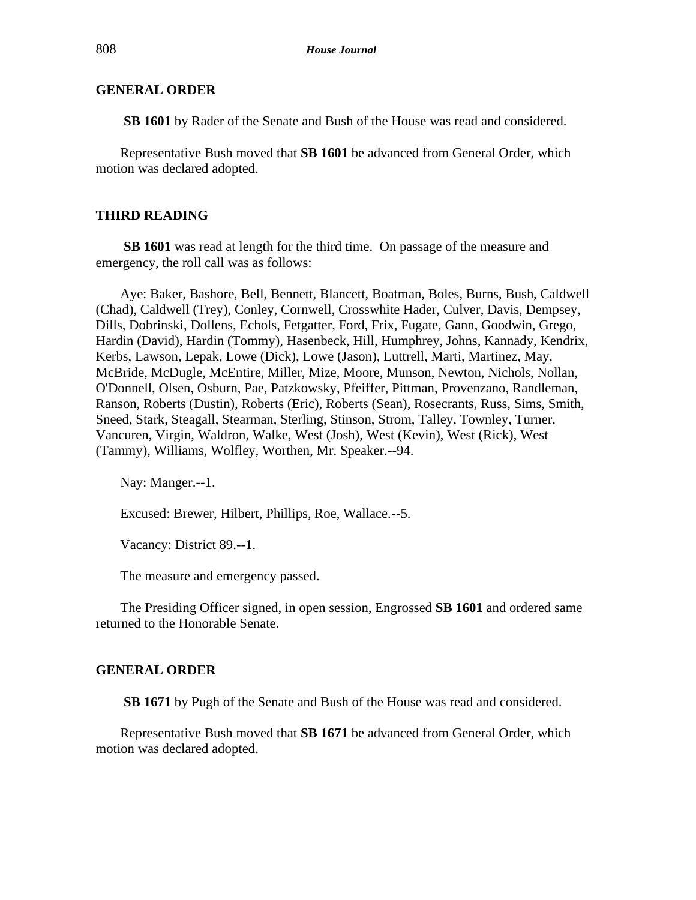## GENERAL ORDER

**SB 1601** by Rader of the Senate and Bush of the House was read and considered.

Representative Bush moved that **SB 1601** be advanced from General Order, which motion was declared adopted.

## THIRD READING

**SB 1601** was read at length for the third time. On passage of the measure and emergency, the roll call was as follows:

Aye: Baker, Bashore, Bell, Bennett, Blancett, Boatman, Boles, Burns, Bush, Caldwell (Chad), Caldwell (Trey), Conley, Cornwell, Crosswhite Hader, Culver, Davis, Dempsey, Dills, Dobrinski, Dollens, Echols, Fetgatter, Ford, Frix, Fugate, Gann, Goodwin, Grego, Hardin (David), Hardin (Tommy), Hasenbeck, Hill, Humphrey, Johns, Kannady, Kendrix, Kerbs, Lawson, Lepak, Lowe (Dick), Lowe (Jason), Luttrell, Marti, Martinez, May, McBride, McDugle, McEntire, Miller, Mize, Moore, Munson, Newton, Nichols, Nollan, O'Donnell, Olsen, Osburn, Pae, Patzkowsky, Pfeiffer, Pittman, Provenzano, Randleman, Ranson, Roberts (Dustin), Roberts (Eric), Roberts (Sean), Rosecrants, Russ, Sims, Smith, Sneed, Stark, Steagall, Stearman, Sterling, Stinson, Strom, Talley, Townley, Turner, Vancuren, Virgin, Waldron, Walke, West (Josh), West (Kevin), West (Rick), West (Tammy), Williams, Wolfley, Worthen, Mr. Speaker.--94.

Nay: Manger.--1.

Excused: Brewer, Hilbert, Phillips, Roe, Wallace.--5.

Vacancy: District 89.--1.

The measure and emergency passed.

The Presiding Officer signed, in open session, Engrossed **SB 1601** and ordered same returned to the Honorable Senate.

## GENERAL ORDER

**SB 1671** by Pugh of the Senate and Bush of the House was read and considered.

Representative Bush moved that **SB 1671** be advanced from General Order, which motion was declared adopted.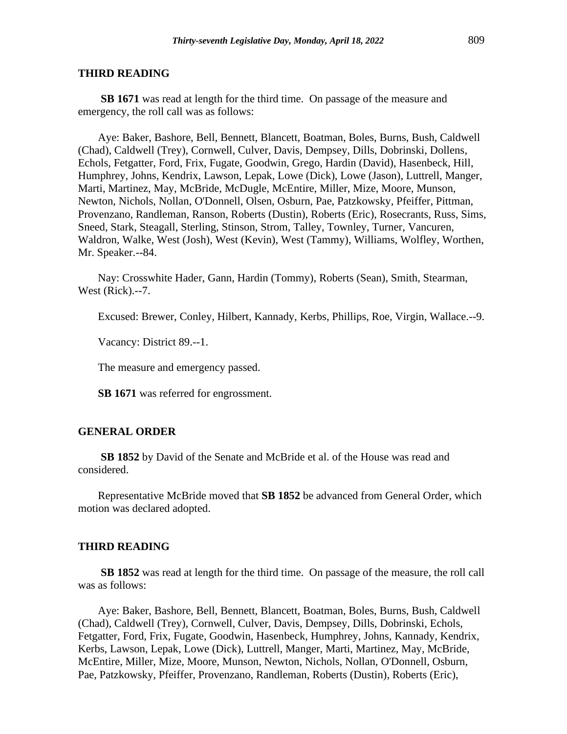## THIRD READING

**SB 1671** was read at length for the third time. On passage of the measure and emergency, the roll call was as follows:

Aye: Baker, Bashore, Bell, Bennett, Blancett, Boatman, Boles, Burns, Bush, Caldwell (Chad), Caldwell (Trey), Cornwell, Culver, Davis, Dempsey, Dills, Dobrinski, Dollens, Echols, Fetgatter, Ford, Frix, Fugate, Goodwin, Grego, Hardin (David), Hasenbeck, Hill, Humphrey, Johns, Kendrix, Lawson, Lepak, Lowe (Dick), Lowe (Jason), Luttrell, Manger, Marti, Martinez, May, McBride, McDugle, McEntire, Miller, Mize, Moore, Munson, Newton, Nichols, Nollan, O'Donnell, Olsen, Osburn, Pae, Patzkowsky, Pfeiffer, Pittman, Provenzano, Randleman, Ranson, Roberts (Dustin), Roberts (Eric), Rosecrants, Russ, Sims, Sneed, Stark, Steagall, Sterling, Stinson, Strom, Talley, Townley, Turner, Vancuren, Waldron, Walke, West (Josh), West (Kevin), West (Tammy), Williams, Wolfley, Worthen, Mr. Speaker.--84.

Nay: Crosswhite Hader, Gann, Hardin (Tommy), Roberts (Sean), Smith, Stearman, West (Rick).--7.

Excused: Brewer, Conley, Hilbert, Kannady, Kerbs, Phillips, Roe, Virgin, Wallace.--9.

Vacancy: District 89.--1.

The measure and emergency passed.

**SB 1671** was referred for engrossment.

## GENERAL ORDER

**SB 1852** by David of the Senate and McBride et al. of the House was read and considered.

Representative McBride moved that **SB 1852** be advanced from General Order, which motion was declared adopted.

## THIRD READING

**SB 1852** was read at length for the third time. On passage of the measure, the roll call was as follows:

Aye: Baker, Bashore, Bell, Bennett, Blancett, Boatman, Boles, Burns, Bush, Caldwell (Chad), Caldwell (Trey), Cornwell, Culver, Davis, Dempsey, Dills, Dobrinski, Echols, Fetgatter, Ford, Frix, Fugate, Goodwin, Hasenbeck, Humphrey, Johns, Kannady, Kendrix, Kerbs, Lawson, Lepak, Lowe (Dick), Luttrell, Manger, Marti, Martinez, May, McBride, McEntire, Miller, Mize, Moore, Munson, Newton, Nichols, Nollan, O'Donnell, Osburn, Pae, Patzkowsky, Pfeiffer, Provenzano, Randleman, Roberts (Dustin), Roberts (Eric),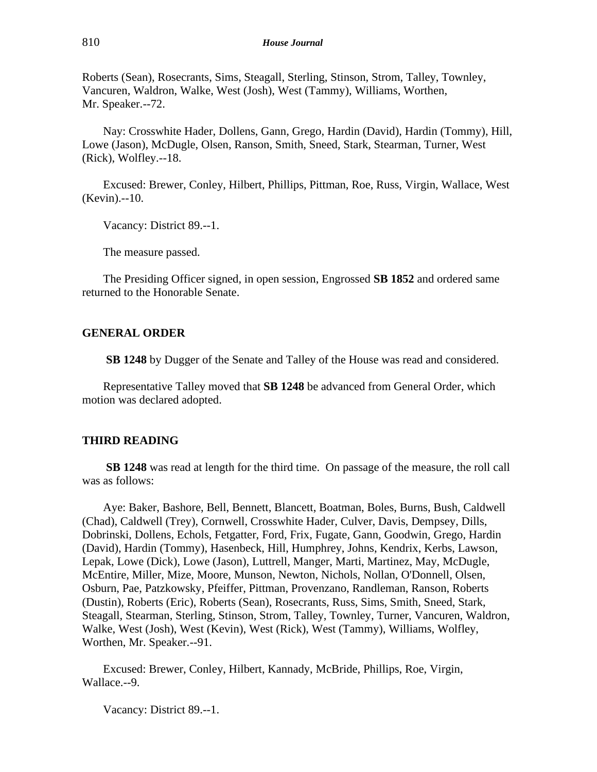Roberts (Sean), Rosecrants, Sims, Steagall, Sterling, Stinson, Strom, Talley, Townley, Vancuren, Waldron, Walke, West (Josh), West (Tammy), Williams, Worthen, Mr. Speaker.--72.

Nay: Crosswhite Hader, Dollens, Gann, Grego, Hardin (David), Hardin (Tommy), Hill, Lowe (Jason), McDugle, Olsen, Ranson, Smith, Sneed, Stark, Stearman, Turner, West (Rick), Wolfley.--18.

Excused: Brewer, Conley, Hilbert, Phillips, Pittman, Roe, Russ, Virgin, Wallace, West (Kevin).--10.

Vacancy: District 89.--1.

The measure passed.

The Presiding Officer signed, in open session, Engrossed **SB 1852** and ordered same returned to the Honorable Senate.

## GENERAL ORDER

**SB 1248** by Dugger of the Senate and Talley of the House was read and considered.

Representative Talley moved that **SB 1248** be advanced from General Order, which motion was declared adopted.

## THIRD READING

**SB 1248** was read at length for the third time. On passage of the measure, the roll call was as follows:

Aye: Baker, Bashore, Bell, Bennett, Blancett, Boatman, Boles, Burns, Bush, Caldwell (Chad), Caldwell (Trey), Cornwell, Crosswhite Hader, Culver, Davis, Dempsey, Dills, Dobrinski, Dollens, Echols, Fetgatter, Ford, Frix, Fugate, Gann, Goodwin, Grego, Hardin (David), Hardin (Tommy), Hasenbeck, Hill, Humphrey, Johns, Kendrix, Kerbs, Lawson, Lepak, Lowe (Dick), Lowe (Jason), Luttrell, Manger, Marti, Martinez, May, McDugle, McEntire, Miller, Mize, Moore, Munson, Newton, Nichols, Nollan, O'Donnell, Olsen, Osburn, Pae, Patzkowsky, Pfeiffer, Pittman, Provenzano, Randleman, Ranson, Roberts (Dustin), Roberts (Eric), Roberts (Sean), Rosecrants, Russ, Sims, Smith, Sneed, Stark, Steagall, Stearman, Sterling, Stinson, Strom, Talley, Townley, Turner, Vancuren, Waldron, Walke, West (Josh), West (Kevin), West (Rick), West (Tammy), Williams, Wolfley, Worthen, Mr. Speaker.--91.

Excused: Brewer, Conley, Hilbert, Kannady, McBride, Phillips, Roe, Virgin, Wallace.--9.

Vacancy: District 89.--1.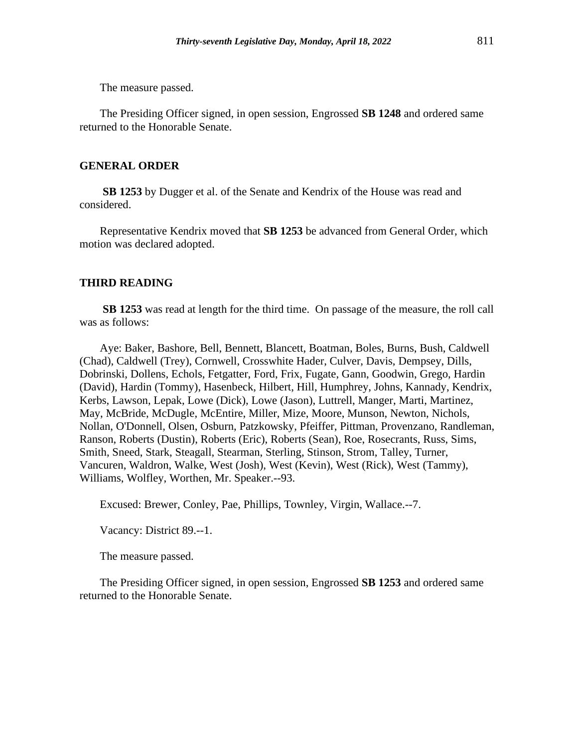The measure passed.

The Presiding Officer signed, in open session, Engrossed **SB 1248** and ordered same returned to the Honorable Senate.

## GENERAL ORDER

**SB 1253** by Dugger et al. of the Senate and Kendrix of the House was read and considered.

Representative Kendrix moved that **SB 1253** be advanced from General Order, which motion was declared adopted.

## THIRD READING

**SB 1253** was read at length for the third time. On passage of the measure, the roll call was as follows:

Aye: Baker, Bashore, Bell, Bennett, Blancett, Boatman, Boles, Burns, Bush, Caldwell (Chad), Caldwell (Trey), Cornwell, Crosswhite Hader, Culver, Davis, Dempsey, Dills, Dobrinski, Dollens, Echols, Fetgatter, Ford, Frix, Fugate, Gann, Goodwin, Grego, Hardin (David), Hardin (Tommy), Hasenbeck, Hilbert, Hill, Humphrey, Johns, Kannady, Kendrix, Kerbs, Lawson, Lepak, Lowe (Dick), Lowe (Jason), Luttrell, Manger, Marti, Martinez, May, McBride, McDugle, McEntire, Miller, Mize, Moore, Munson, Newton, Nichols, Nollan, O'Donnell, Olsen, Osburn, Patzkowsky, Pfeiffer, Pittman, Provenzano, Randleman, Ranson, Roberts (Dustin), Roberts (Eric), Roberts (Sean), Roe, Rosecrants, Russ, Sims, Smith, Sneed, Stark, Steagall, Stearman, Sterling, Stinson, Strom, Talley, Turner, Vancuren, Waldron, Walke, West (Josh), West (Kevin), West (Rick), West (Tammy), Williams, Wolfley, Worthen, Mr. Speaker.--93.

Excused: Brewer, Conley, Pae, Phillips, Townley, Virgin, Wallace.--7.

Vacancy: District 89.--1.

The measure passed.

The Presiding Officer signed, in open session, Engrossed **SB 1253** and ordered same returned to the Honorable Senate.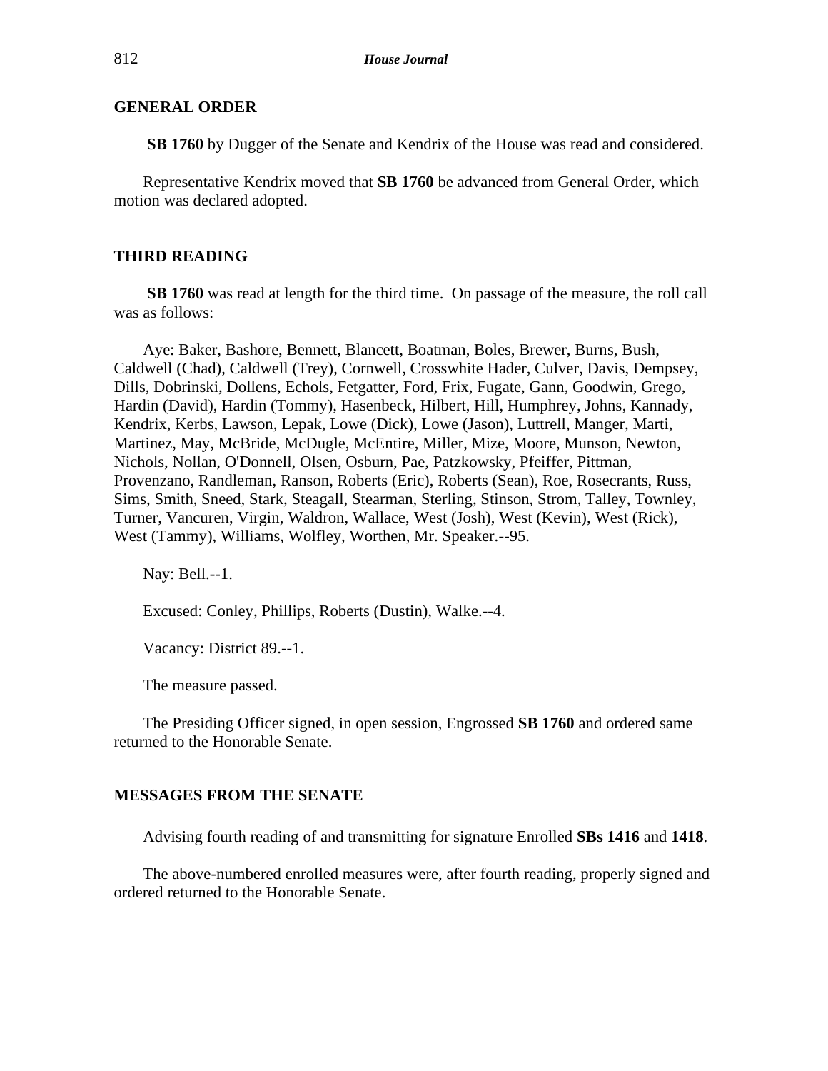## GENERAL ORDER

**SB 1760** by Dugger of the Senate and Kendrix of the House was read and considered.

Representative Kendrix moved that **SB 1760** be advanced from General Order, which motion was declared adopted.

## THIRD READING

**SB 1760** was read at length for the third time. On passage of the measure, the roll call was as follows:

Aye: Baker, Bashore, Bennett, Blancett, Boatman, Boles, Brewer, Burns, Bush, Caldwell (Chad), Caldwell (Trey), Cornwell, Crosswhite Hader, Culver, Davis, Dempsey, Dills, Dobrinski, Dollens, Echols, Fetgatter, Ford, Frix, Fugate, Gann, Goodwin, Grego, Hardin (David), Hardin (Tommy), Hasenbeck, Hilbert, Hill, Humphrey, Johns, Kannady, Kendrix, Kerbs, Lawson, Lepak, Lowe (Dick), Lowe (Jason), Luttrell, Manger, Marti, Martinez, May, McBride, McDugle, McEntire, Miller, Mize, Moore, Munson, Newton, Nichols, Nollan, O'Donnell, Olsen, Osburn, Pae, Patzkowsky, Pfeiffer, Pittman, Provenzano, Randleman, Ranson, Roberts (Eric), Roberts (Sean), Roe, Rosecrants, Russ, Sims, Smith, Sneed, Stark, Steagall, Stearman, Sterling, Stinson, Strom, Talley, Townley, Turner, Vancuren, Virgin, Waldron, Wallace, West (Josh), West (Kevin), West (Rick), West (Tammy), Williams, Wolfley, Worthen, Mr. Speaker.--95.

Nay: Bell.--1.

Excused: Conley, Phillips, Roberts (Dustin), Walke.--4.

Vacancy: District 89.--1.

The measure passed.

The Presiding Officer signed, in open session, Engrossed **SB 1760** and ordered same returned to the Honorable Senate.

## MESSAGES FROM THE SENATE

Advising fourth reading of and transmitting for signature Enrolled **SBs 1416** and **1418**.

The above-numbered enrolled measures were, after fourth reading, properly signed and ordered returned to the Honorable Senate.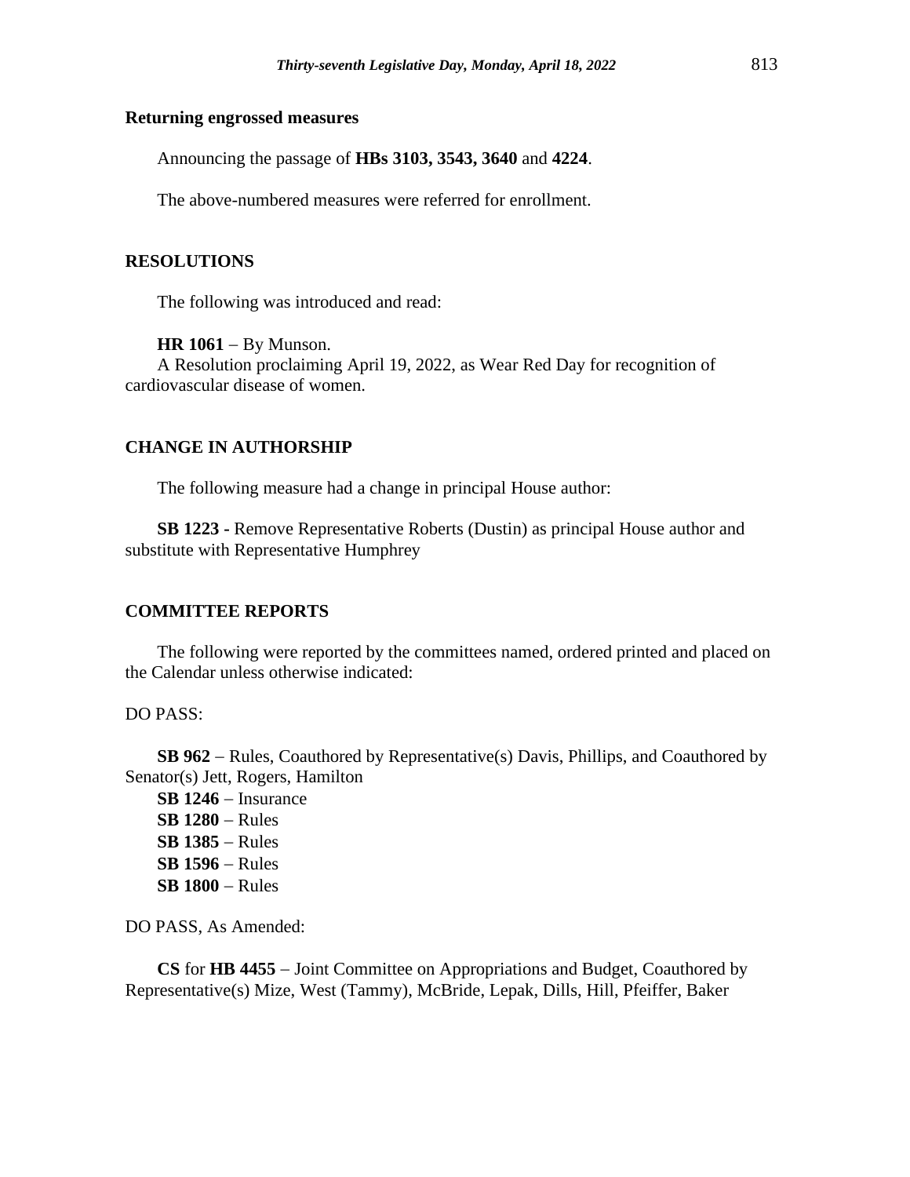**Returning engrossed measures**

Announcing the passage of **HBs 3103, 3543, 3640** and **4224**.

The above-numbered measures were referred for enrollment.

**RESOLUTIONS**

The following was introduced and read:

**HR 1061** − By Munson.
A Resolution proclaiming April 19, 2022, as Wear Red Day for recognition of cardiovascular disease of women.

**CHANGE IN AUTHORSHIP**

The following measure had a change in principal House author:

**SB 1223 -** Remove Representative Roberts (Dustin) as principal House author and substitute with Representative Humphrey

**COMMITTEE REPORTS**

The following were reported by the committees named, ordered printed and placed on the Calendar unless otherwise indicated:

DO PASS:

**SB 962** − Rules, Coauthored by Representative(s) Davis, Phillips, and Coauthored by Senator(s) Jett, Rogers, Hamilton
**SB 1246** − Insurance
**SB 1280** − Rules
**SB 1385** − Rules
**SB 1596** − Rules
**SB 1800** − Rules

DO PASS, As Amended:

**CS** for **HB 4455** – Joint Committee on Appropriations and Budget, Coauthored by Representative(s) Mize, West (Tammy), McBride, Lepak, Dills, Hill, Pfeiffer, Baker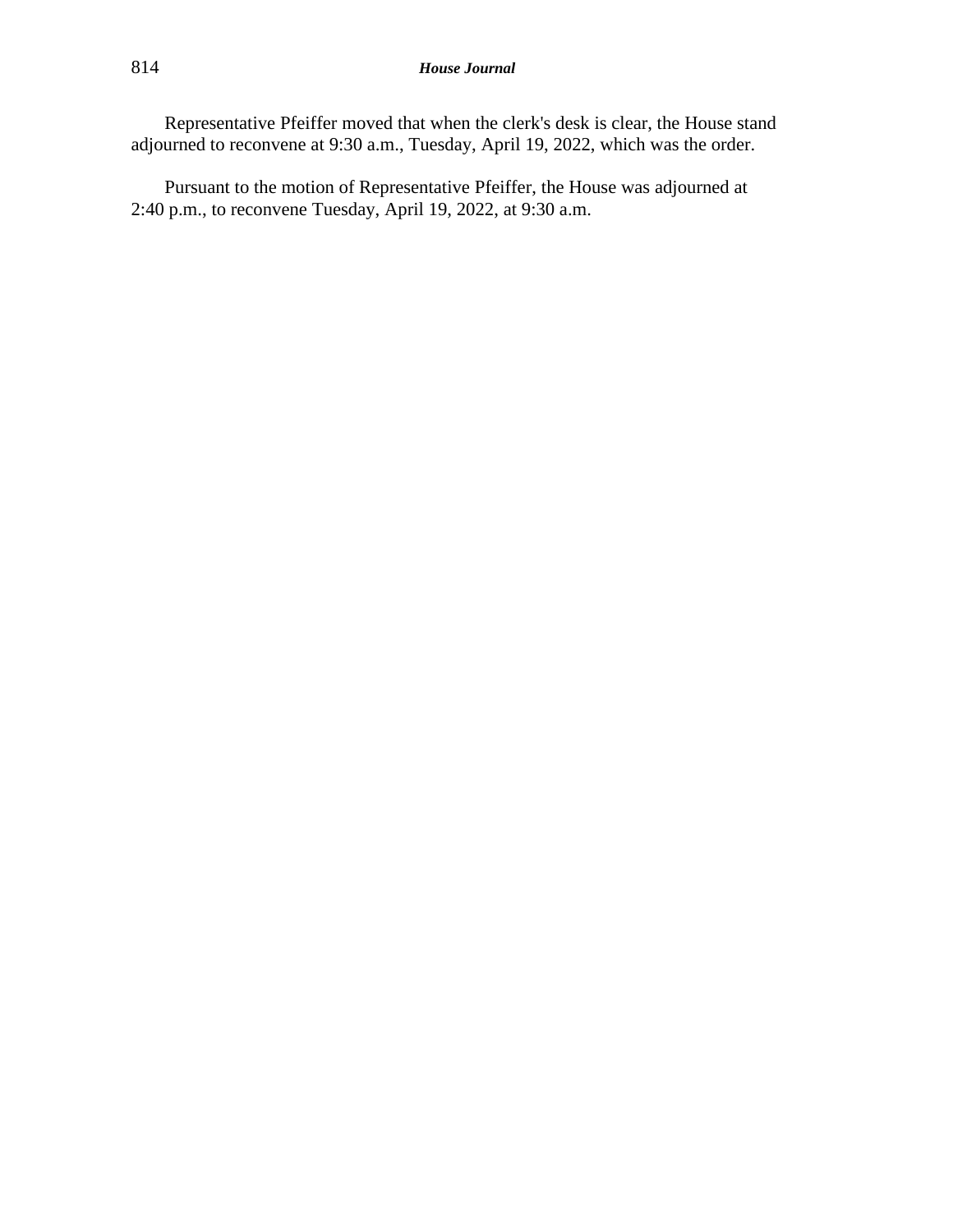Representative Pfeiffer moved that when the clerk's desk is clear, the House stand adjourned to reconvene at 9:30 a.m., Tuesday, April 19, 2022, which was the order.

Pursuant to the motion of Representative Pfeiffer, the House was adjourned at 2:40 p.m., to reconvene Tuesday, April 19, 2022, at 9:30 a.m.